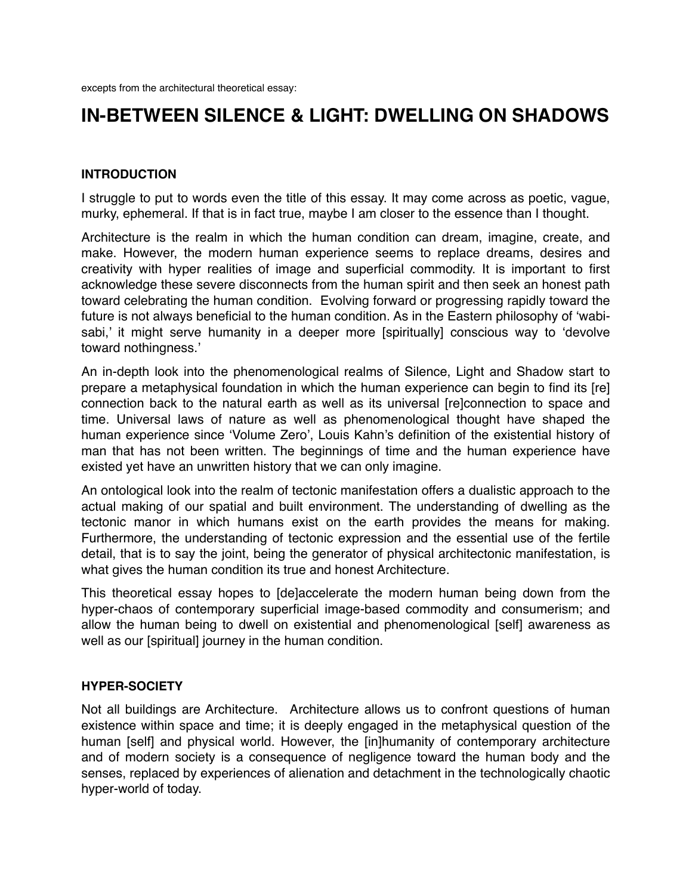excepts from the architectural theoretical essay:

# IN-BETWEEN SILENCE & LIGHT: DWELLING ON SHADOWS

## INTRODUCTION

I struggle to put to words even the title of this essay. It may come across as poetic, vague, murky, ephemeral. If that is in fact true, maybe I am closer to the essence than I thought.

Architecture is the realm in which the human condition can dream, imagine, create, and make. However, the modern human experience seems to replace dreams, desires and creativity with hyper realities of image and superficial commodity. It is important to first acknowledge these severe disconnects from the human spirit and then seek an honest path toward celebrating the human condition. Evolving forward or progressing rapidly toward the future is not always beneficial to the human condition. As in the Eastern philosophy of 'wabi-sabi,' it might serve humanity in a deeper more [spiritually] conscious way to 'devolve toward nothingness.'

An in-depth look into the phenomenological realms of Silence, Light and Shadow start to prepare a metaphysical foundation in which the human experience can begin to find its [re] connection back to the natural earth as well as its universal [re]connection to space and time. Universal laws of nature as well as phenomenological thought have shaped the human experience since 'Volume Zero', Louis Kahn's definition of the existential history of man that has not been written. The beginnings of time and the human experience have existed yet have an unwritten history that we can only imagine.

An ontological look into the realm of tectonic manifestation offers a dualistic approach to the actual making of our spatial and built environment. The understanding of dwelling as the tectonic manor in which humans exist on the earth provides the means for making. Furthermore, the understanding of tectonic expression and the essential use of the fertile detail, that is to say the joint, being the generator of physical architectonic manifestation, is what gives the human condition its true and honest Architecture.

This theoretical essay hopes to [de]accelerate the modern human being down from the hyper-chaos of contemporary superficial image-based commodity and consumerism; and allow the human being to dwell on existential and phenomenological [self] awareness as well as our [spiritual] journey in the human condition.

## HYPER-SOCIETY

Not all buildings are Architecture. Architecture allows us to confront questions of human existence within space and time; it is deeply engaged in the metaphysical question of the human [self] and physical world. However, the [in]humanity of contemporary architecture and of modern society is a consequence of negligence toward the human body and the senses, replaced by experiences of alienation and detachment in the technologically chaotic hyper-world of today.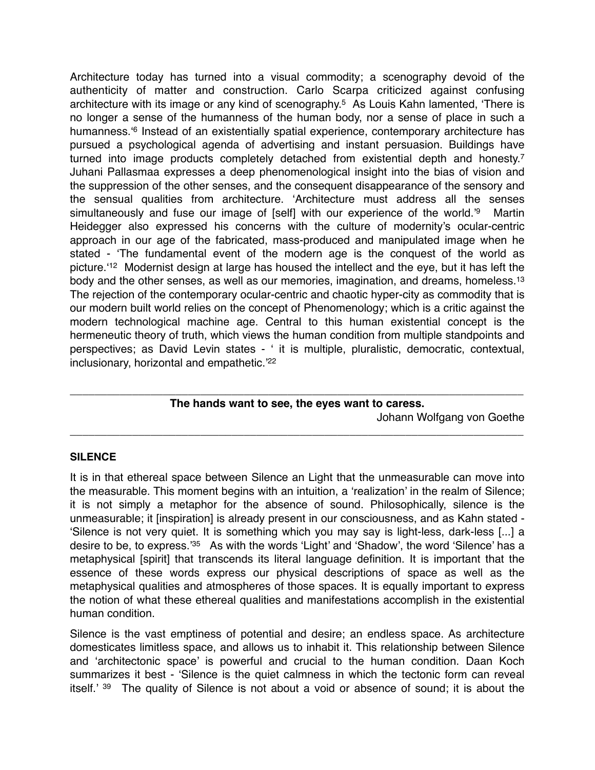Architecture today has turned into a visual commodity; a scenography devoid of the authenticity of matter and construction. Carlo Scarpa criticized against confusing architecture with its image or any kind of scenography.[5] As Louis Kahn lamented, 'There is no longer a sense of the humanness of the human body, nor a sense of place in such a humanness.'[6] Instead of an existentially spatial experience, contemporary architecture has pursued a psychological agenda of advertising and instant persuasion. Buildings have turned into image products completely detached from existential depth and honesty.[7] Juhani Pallasmaa expresses a deep phenomenological insight into the bias of vision and the suppression of the other senses, and the consequent disappearance of the sensory and the sensual qualities from architecture. 'Architecture must address all the senses simultaneously and fuse our image of [self] with our experience of the world.'[9] Martin Heidegger also expressed his concerns with the culture of modernity's ocular-centric approach in our age of the fabricated, mass-produced and manipulated image when he stated - 'The fundamental event of the modern age is the conquest of the world as picture.'[12] Modernist design at large has housed the intellect and the eye, but it has left the body and the other senses, as well as our memories, imagination, and dreams, homeless.[13] The rejection of the contemporary ocular-centric and chaotic hyper-city as commodity that is our modern built world relies on the concept of Phenomenology; which is a critic against the modern technological machine age. Central to this human existential concept is the hermeneutic theory of truth, which views the human condition from multiple standpoints and perspectives; as David Levin states - ' it is multiple, pluralistic, democratic, contextual, inclusionary, horizontal and empathetic.'[22]

---

**The hands want to see, the eyes want to caress.**

Johann Wolfgang von Goethe

---

**SILENCE**

It is in that ethereal space between Silence an Light that the unmeasurable can move into the measurable. This moment begins with an intuition, a 'realization' in the realm of Silence; it is not simply a metaphor for the absence of sound. Philosophically, silence is the unmeasurable; it [inspiration] is already present in our consciousness, and as Kahn stated - 'Silence is not very quiet. It is something which you may say is light-less, dark-less [...] a desire to be, to express.'[35] As with the words 'Light' and 'Shadow', the word 'Silence' has a metaphysical [spirit] that transcends its literal language definition. It is important that the essence of these words express our physical descriptions of space as well as the metaphysical qualities and atmospheres of those spaces. It is equally important to express the notion of what these ethereal qualities and manifestations accomplish in the existential human condition.

Silence is the vast emptiness of potential and desire; an endless space. As architecture domesticates limitless space, and allows us to inhabit it. This relationship between Silence and 'architectonic space' is powerful and crucial to the human condition. Daan Koch summarizes it best - 'Silence is the quiet calmness in which the tectonic form can reveal itself.' [39] The quality of Silence is not about a void or absence of sound; it is about the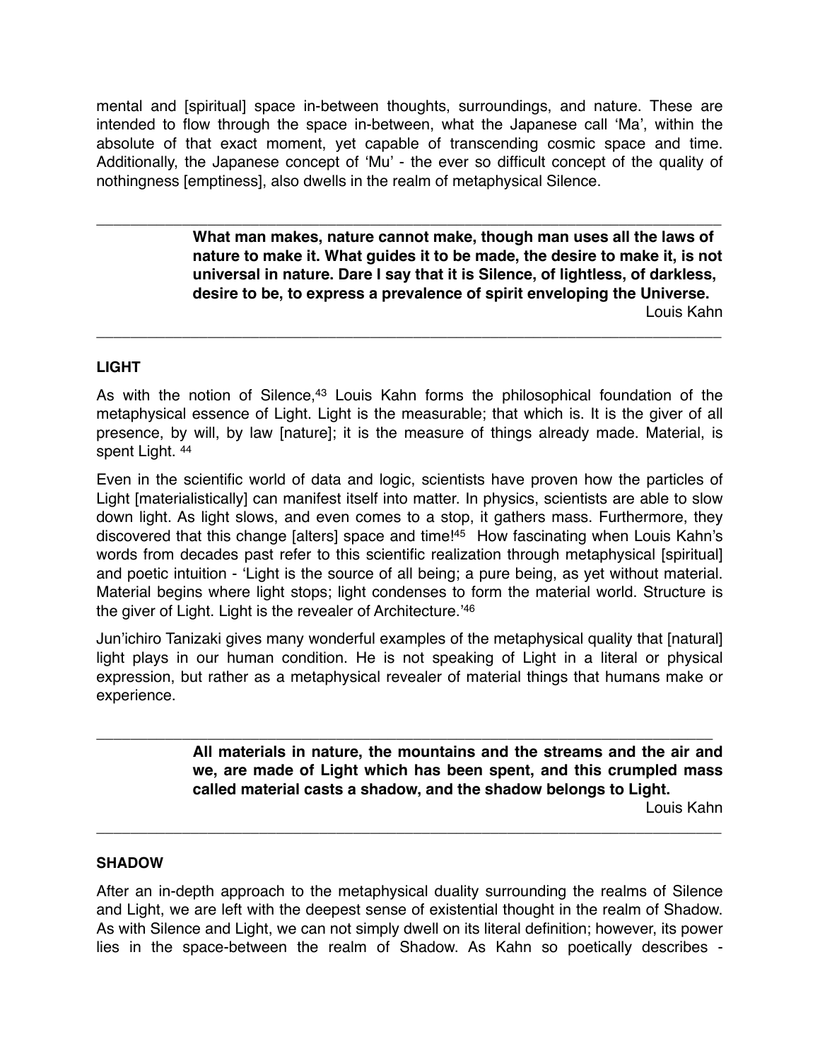mental and [spiritual] space in-between thoughts, surroundings, and nature. These are intended to flow through the space in-between, what the Japanese call 'Ma', within the absolute of that exact moment, yet capable of transcending cosmic space and time. Additionally, the Japanese concept of 'Mu' - the ever so difficult concept of the quality of nothingness [emptiness], also dwells in the realm of metaphysical Silence.

---

> **What man makes, nature cannot make, though man uses all the laws of nature to make it. What guides it to be made, the desire to make it, is not universal in nature. Dare I say that it is Silence, of lightless, of darkless, desire to be, to express a prevalence of spirit enveloping the Universe.**
>
> Louis Kahn

---

**LIGHT**

As with the notion of Silence,[43] Louis Kahn forms the philosophical foundation of the metaphysical essence of Light. Light is the measurable; that which is. It is the giver of all presence, by will, by law [nature]; it is the measure of things already made. Material, is spent Light. [44]

Even in the scientific world of data and logic, scientists have proven how the particles of Light [materialistically] can manifest itself into matter. In physics, scientists are able to slow down light. As light slows, and even comes to a stop, it gathers mass. Furthermore, they discovered that this change [alters] space and time![45] How fascinating when Louis Kahn's words from decades past refer to this scientific realization through metaphysical [spiritual] and poetic intuition - 'Light is the source of all being; a pure being, as yet without material. Material begins where light stops; light condenses to form the material world. Structure is the giver of Light. Light is the revealer of Architecture.'[46]

Jun'ichiro Tanizaki gives many wonderful examples of the metaphysical quality that [natural] light plays in our human condition. He is not speaking of Light in a literal or physical expression, but rather as a metaphysical revealer of material things that humans make or experience.

---

> **All materials in nature, the mountains and the streams and the air and we, are made of Light which has been spent, and this crumpled mass called material casts a shadow, and the shadow belongs to Light.**
>
> Louis Kahn

---

**SHADOW**

After an in-depth approach to the metaphysical duality surrounding the realms of Silence and Light, we are left with the deepest sense of existential thought in the realm of Shadow. As with Silence and Light, we can not simply dwell on its literal definition; however, its power lies in the space-between the realm of Shadow. As Kahn so poetically describes -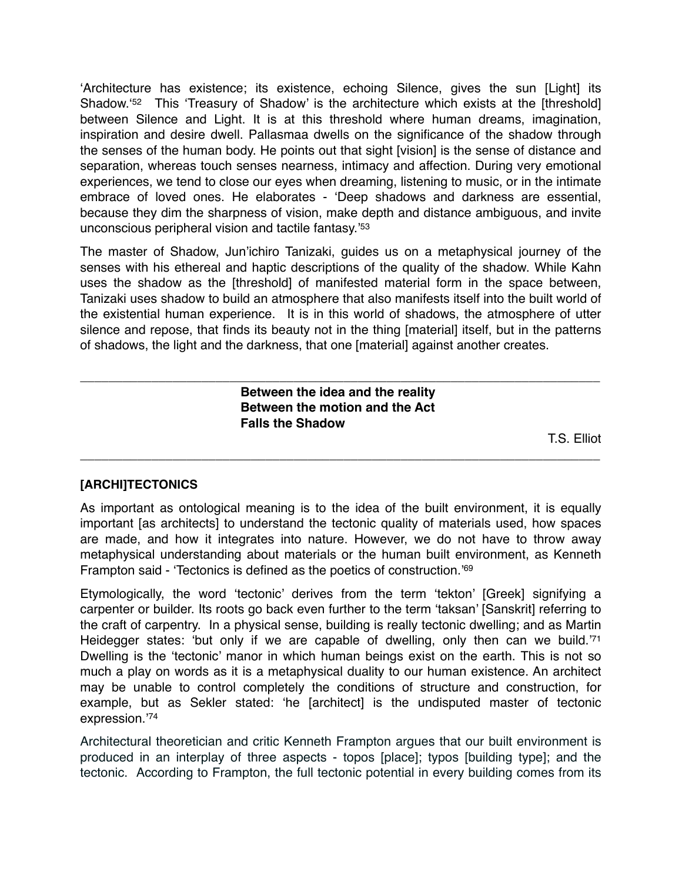'Architecture has existence; its existence, echoing Silence, gives the sun [Light] its Shadow.'[52] This 'Treasury of Shadow' is the architecture which exists at the [threshold] between Silence and Light. It is at this threshold where human dreams, imagination, inspiration and desire dwell. Pallasmaa dwells on the significance of the shadow through the senses of the human body. He points out that sight [vision] is the sense of distance and separation, whereas touch senses nearness, intimacy and affection. During very emotional experiences, we tend to close our eyes when dreaming, listening to music, or in the intimate embrace of loved ones. He elaborates - 'Deep shadows and darkness are essential, because they dim the sharpness of vision, make depth and distance ambiguous, and invite unconscious peripheral vision and tactile fantasy.'[53]

The master of Shadow, Jun'ichiro Tanizaki, guides us on a metaphysical journey of the senses with his ethereal and haptic descriptions of the quality of the shadow. While Kahn uses the shadow as the [threshold] of manifested material form in the space between, Tanizaki uses shadow to build an atmosphere that also manifests itself into the built world of the existential human experience. It is in this world of shadows, the atmosphere of utter silence and repose, that finds its beauty not in the thing [material] itself, but in the patterns of shadows, the light and the darkness, that one [material] against another creates.

---

**Between the idea and the reality**
**Between the motion and the Act**
**Falls the Shadow**

T.S. Elliot

---

**[ARCHI]TECTONICS**

As important as ontological meaning is to the idea of the built environment, it is equally important [as architects] to understand the tectonic quality of materials used, how spaces are made, and how it integrates into nature. However, we do not have to throw away metaphysical understanding about materials or the human built environment, as Kenneth Frampton said - 'Tectonics is defined as the poetics of construction.'[69]

Etymologically, the word 'tectonic' derives from the term 'tekton' [Greek] signifying a carpenter or builder. Its roots go back even further to the term 'taksan' [Sanskrit] referring to the craft of carpentry. In a physical sense, building is really tectonic dwelling; and as Martin Heidegger states: 'but only if we are capable of dwelling, only then can we build.'[71] Dwelling is the 'tectonic' manor in which human beings exist on the earth. This is not so much a play on words as it is a metaphysical duality to our human existence. An architect may be unable to control completely the conditions of structure and construction, for example, but as Sekler stated: 'he [architect] is the undisputed master of tectonic expression.'[74]

Architectural theoretician and critic Kenneth Frampton argues that our built environment is produced in an interplay of three aspects - topos [place]; typos [building type]; and the tectonic. According to Frampton, the full tectonic potential in every building comes from its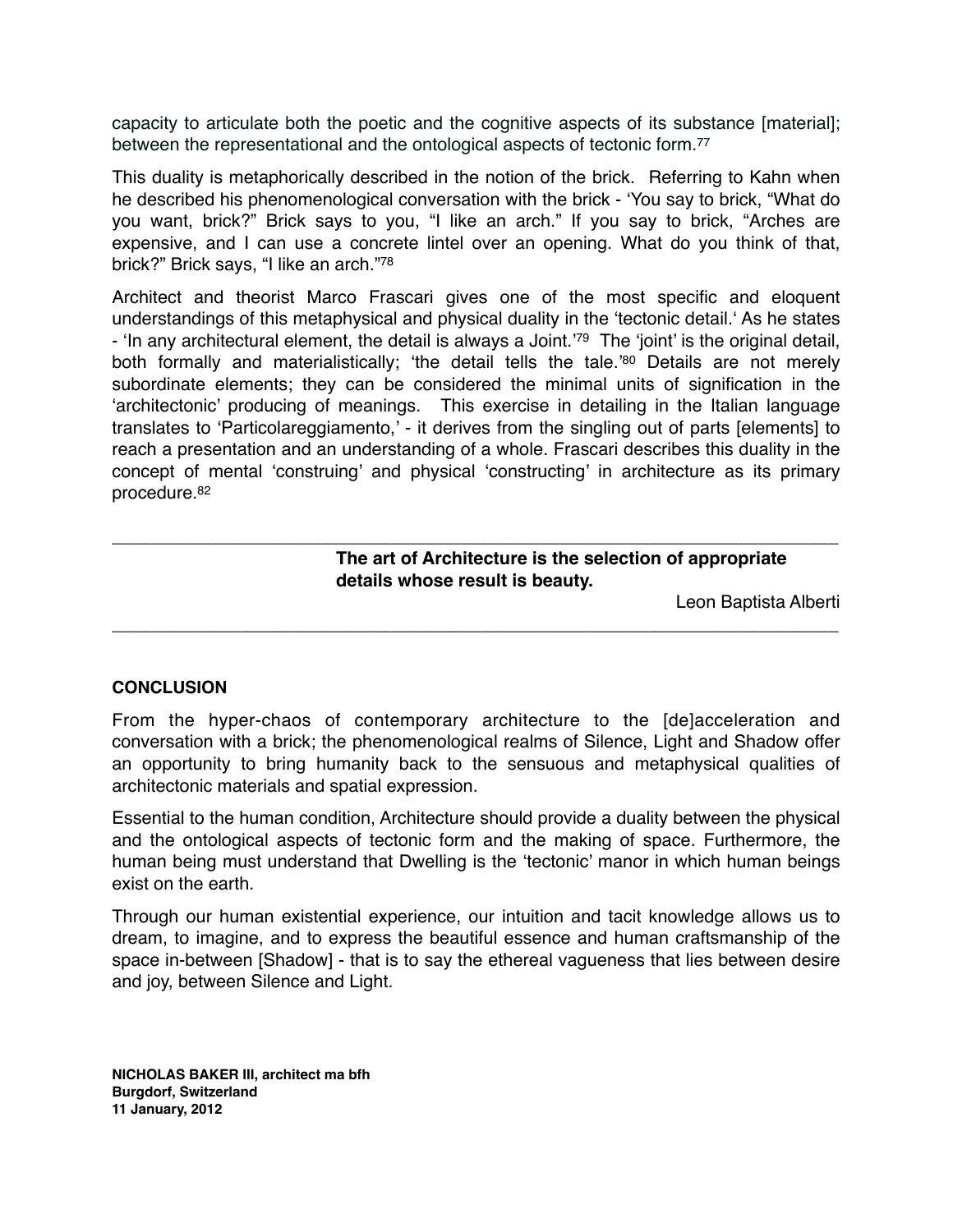capacity to articulate both the poetic and the cognitive aspects of its substance [material]; between the representational and the ontological aspects of tectonic form.[77]

This duality is metaphorically described in the notion of the brick. Referring to Kahn when he described his phenomenological conversation with the brick - 'You say to brick, "What do you want, brick?" Brick says to you, "I like an arch." If you say to brick, "Arches are expensive, and I can use a concrete lintel over an opening. What do you think of that, brick?" Brick says, "I like an arch."[78]

Architect and theorist Marco Frascari gives one of the most specific and eloquent understandings of this metaphysical and physical duality in the 'tectonic detail.' As he states - 'In any architectural element, the detail is always a Joint.'[79] The 'joint' is the original detail, both formally and materialistically; 'the detail tells the tale.'[80] Details are not merely subordinate elements; they can be considered the minimal units of signification in the 'architectonic' producing of meanings. This exercise in detailing in the Italian language translates to 'Particolareggiamento,' - it derives from the singling out of parts [elements] to reach a presentation and an understanding of a whole. Frascari describes this duality in the concept of mental 'construing' and physical 'constructing' in architecture as its primary procedure.[82]

---

> **The art of Architecture is the selection of appropriate details whose result is beauty.**
>
> Leon Baptista Alberti

---

**CONCLUSION**

From the hyper-chaos of contemporary architecture to the [de]acceleration and conversation with a brick; the phenomenological realms of Silence, Light and Shadow offer an opportunity to bring humanity back to the sensuous and metaphysical qualities of architectonic materials and spatial expression.

Essential to the human condition, Architecture should provide a duality between the physical and the ontological aspects of tectonic form and the making of space. Furthermore, the human being must understand that Dwelling is the 'tectonic' manor in which human beings exist on the earth.

Through our human existential experience, our intuition and tacit knowledge allows us to dream, to imagine, and to express the beautiful essence and human craftsmanship of the space in-between [Shadow] - that is to say the ethereal vagueness that lies between desire and joy, between Silence and Light.

**NICHOLAS BAKER III, architect ma bfh**
**Burgdorf, Switzerland**
**11 January, 2012**